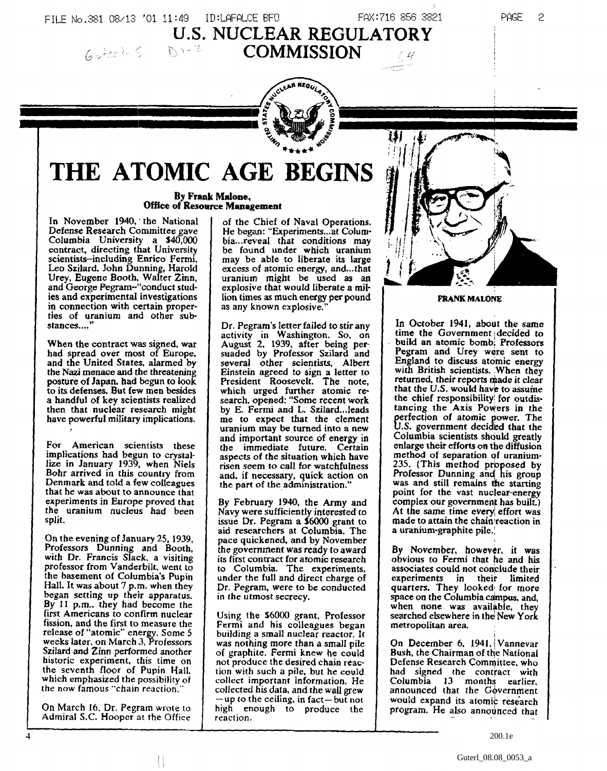# U.S. NUCLEAR REGULATORY COMMISSION

# THE ATOMIC AGE BEGINS

**By Frank Malone,**
**Office of Resource Management**

In November 1940, the National Defense Research Committee gave Columbia University a $40,000 contract, directing that University scientists--including Enrico Fermi, Leo Szilard, John Dunning, Harold Urey, Eugene Booth, Walter Zinn, and George Pegram--"conduct studies and experimental investigations in connection with certain properties of uranium and other substances...."

When the contract was signed, war had spread over most of Europe, and the United States, alarmed by the Nazi menace and the threatening posture of Japan, had begun to look to its defenses. But few men besides a handful of key scientists realized then that nuclear research might have powerful military implications.

For American scientists these implications had begun to crystallize in January 1939, when Niels Bohr arrived in this country from Denmark and told a few colleagues that he was about to announce that experiments in Europe proved that the uranium nucleus had been split.

On the evening of January 25, 1939, Professors Dunning and Booth, with Dr. Francis Slack, a visiting professor from Vanderbilt, went to the basement of Columbia's Pupin Hall. It was about 7 p.m. when they began setting up their apparatus. By 11 p.m., they had become the first Americans to confirm nuclear fission, and the first to measure the release of "atomic" energy. Some 5 weeks later, on March 3, Professors Szilard and Zinn performed another historic experiment, this time on the seventh floor of Pupin Hall, which emphasized the possibility of the now famous "chain reaction."

On March 16, Dr. Pegram wrote to Admiral S.C. Hooper at the Office of the Chief of Naval Operations. He began: "Experiments...at Columbia...reveal that conditions may be found under which uranium may be able to liberate its large excess of atomic energy, and...that uranium might be used as an explosive that would liberate a million times as much energy per pound as any known explosive."

Dr. Pegram's letter failed to stir any activity in Washington. So, on August 2, 1939, after being persuaded by Professor Szilard and several other scientists, Albert Einstein agreed to sign a letter to President Roosevelt. The note, which urged further atomic research, opened: "Some recent work by E. Fermi and L. Szilard...leads me to expect that the element uranium may be turned into a new and important source of energy in the immediate future. Certain aspects of the situation which have risen seem to call for watchfulness and, if necessary, quick action on the part of the administration."

By February 1940, the Army and Navy were sufficiently interested to issue Dr. Pegram a $6000 grant to aid researchers at Columbia. The pace quickened, and by November the government was ready to award its first contract for atomic research to Columbia. The experiments, under the full and direct charge of Dr. Pegram, were to be conducted in the utmost secrecy.

Using the $6000 grant, Professor Fermi and his colleagues began building a small nuclear reactor. It was nothing more than a small pile of graphite. Fermi knew he could not produce the desired chain reaction with such a pile, but he could collect important information. He collected his data, and the wall grew—up to the ceiling, in fact—but not high enough to produce the reaction.

FRANK MALONE

In October 1941, about the same time the Government decided to build an atomic bomb, Professors Pegram and Urey were sent to England to discuss atomic energy with British scientists. When they returned, their reports made it clear that the U.S. would have to assume the chief responsibility for outdistancing the Axis Powers in the perfection of atomic power. The U.S. government decided that the Columbia scientists should greatly enlarge their efforts on the diffusion method of separation of uranium-235. (This method proposed by Professor Dunning and his group was and still remains the starting point for the vast nuclear-energy complex our government has built.) At the same time every effort was made to attain the chain reaction in a uranium-graphite pile.

By November, however, it was obvious to Fermi that he and his associates could not conclude their experiments in their limited quarters. They looked for more space on the Columbia campus, and, when none was available, they searched elsewhere in the New York metropolitan area.

On December 6, 1941, Vannevar Bush, the Chairman of the National Defense Research Committee, who had signed the contract with Columbia 13 months earlier, announced that the Government would expand its atomic research program. He also announced that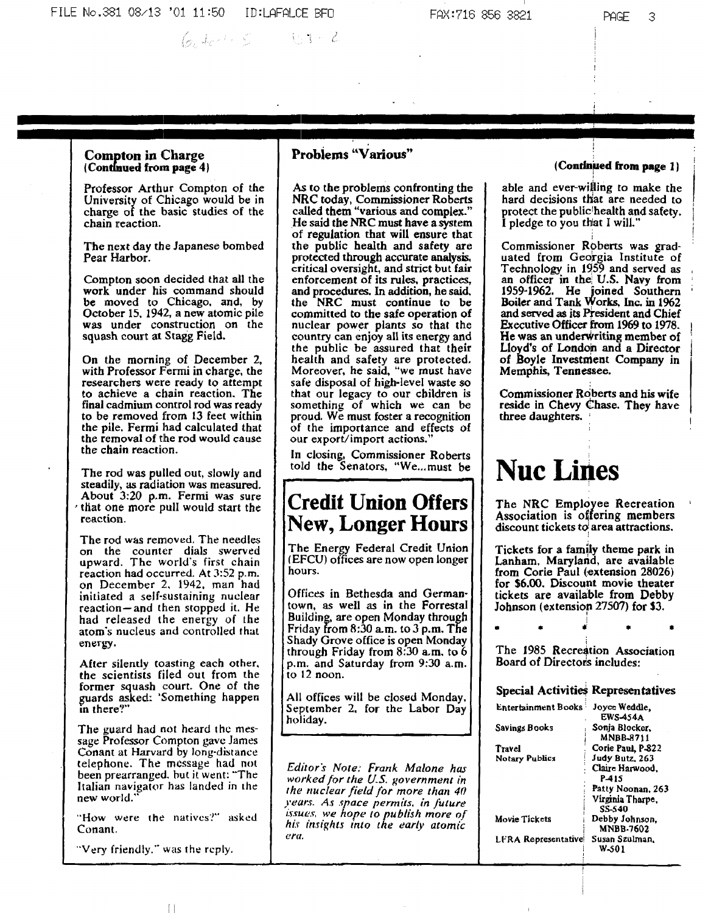### Compton in Charge
**(Continued from page 4)**

Professor Arthur Compton of the University of Chicago would be in charge of the basic studies of the chain reaction.

The next day the Japanese bombed Pear Harbor.

Compton soon decided that all the work under his command should be moved to Chicago, and, by October 15, 1942, a new atomic pile was under construction on the squash court at Stagg Field.

On the morning of December 2, with Professor Fermi in charge, the researchers were ready to attempt to achieve a chain reaction. The final cadmium control rod was ready to be removed from 13 feet within the pile. Fermi had calculated that the removal of the rod would cause the chain reaction.

The rod was pulled out, slowly and steadily, as radiation was measured. About 3:20 p.m. Fermi was sure that one more pull would start the reaction.

The rod was removed. The needles on the counter dials swerved upward. The world's first chain reaction had occurred. At 3:52 p.m. on December 2, 1942, man had initiated a self-sustaining nuclear reaction—and then stopped it. He had released the energy of the atom's nucleus and controlled that energy.

After silently toasting each other, the scientists filed out from the former squash court. One of the guards asked: 'Something happen in there?"

The guard had not heard the message Professor Compton gave James Conant at Harvard by long-distance telephone. The message had not been prearranged, but it went: "The Italian navigator has landed in the new world."

"How were the natives?" asked Conant.

"Very friendly," was the reply.

*Editor's Note: Frank Malone has worked for the U.S. government in the nuclear field for more than 40 years. As space permits, in future issues, we hope to publish more of his insights into the early atomic era.*

### Problems "Various"

As to the problems confronting the NRC today, Commissioner Roberts called them "various and complex." He said the NRC must have a system of regulation that will ensure that the public health and safety are protected through accurate analysis, critical oversight, and strict but fair enforcement of its rules, practices, and procedures. In addition, he said, the NRC must continue to be committed to the safe operation of nuclear power plants so that the country can enjoy all its energy and the public be assured that their health and safety are protected. Moreover, he said, "we must have safe disposal of high-level waste so that our legacy to our children is something of which we can be proud. We must foster a recognition of the importance and effects of our export/import actions."

In closing, Commissioner Roberts told the Senators, "We...must be

**(Continued from page 1)**

able and ever-willing to make the hard decisions that are needed to protect the public health and safety. I pledge to you that I will."

Commissioner Roberts was graduated from Georgia Institute of Technology in 1959 and served as an officer in the U.S. Navy from 1959-1962. He joined Southern Boiler and Tank Works, Inc. in 1962 and served as its President and Chief Executive Officer from 1969 to 1978. He was an underwriting member of Lloyd's of London and a Director of Boyle Investment Company in Memphis, Tennessee.

Commissioner Roberts and his wife reside in Chevy Chase. They have three daughters.

## Credit Union Offers New, Longer Hours

The Energy Federal Credit Union (EFCU) offices are now open longer hours.

Offices in Bethesda and Germantown, as well as in the Forrestal Building, are open Monday through Friday from 8:30 a.m. to 3 p.m. The Shady Grove office is open Monday through Friday from 8:30 a.m. to 6 p.m. and Saturday from 9:30 a.m. to 12 noon.

All offices will be closed Monday, September 2, for the Labor Day holiday.

# Nuc Lines

The NRC Employee Recreation Association is offering members discount tickets to area attractions.

Tickets for a family theme park in Lanham, Maryland, are available from Corie Paul (extension 28026) for $6.00. Discount movie theater tickets are available from Debby Johnson (extension 27507) for $3.

\* \* \* \* \*

The 1985 Recreation Association Board of Directors includes:

### Special Activities Representatives

| | |
|---|---|
| Entertainment Books | Joyce Weddle, EWS-454A |
| Savings Books | Sonja Blocker, MNBB-8711 |
| Travel | Corie Paul, P-822 |
| Notary Publics | Judy Butz, 263 |
| | Claire Harwood, P-415 |
| | Patty Noonan, 263 |
| | Virginia Tharpe, SS-540 |
| Movie Tickets | Debby Johnson, MNBB-7602 |
| LFRA Representative | Susan Szulman, W-501 |